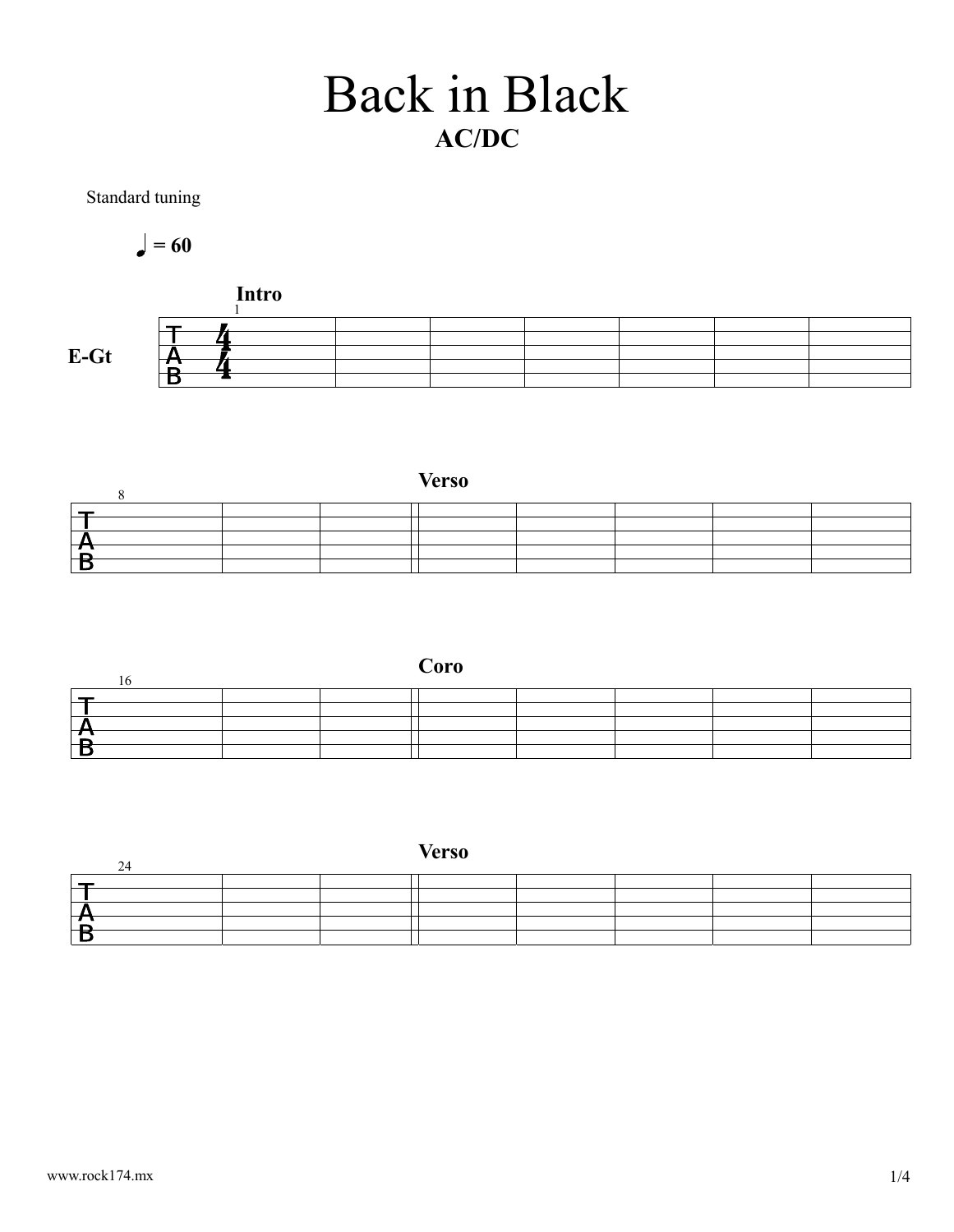# Back in Black

**AC/DC**

Standard tuning

♩ = 60

**Intro**

1

E-Gt

T A B 4/4

8

**Verso**

16

**Coro**

24

**Verso**

www.rock174.mx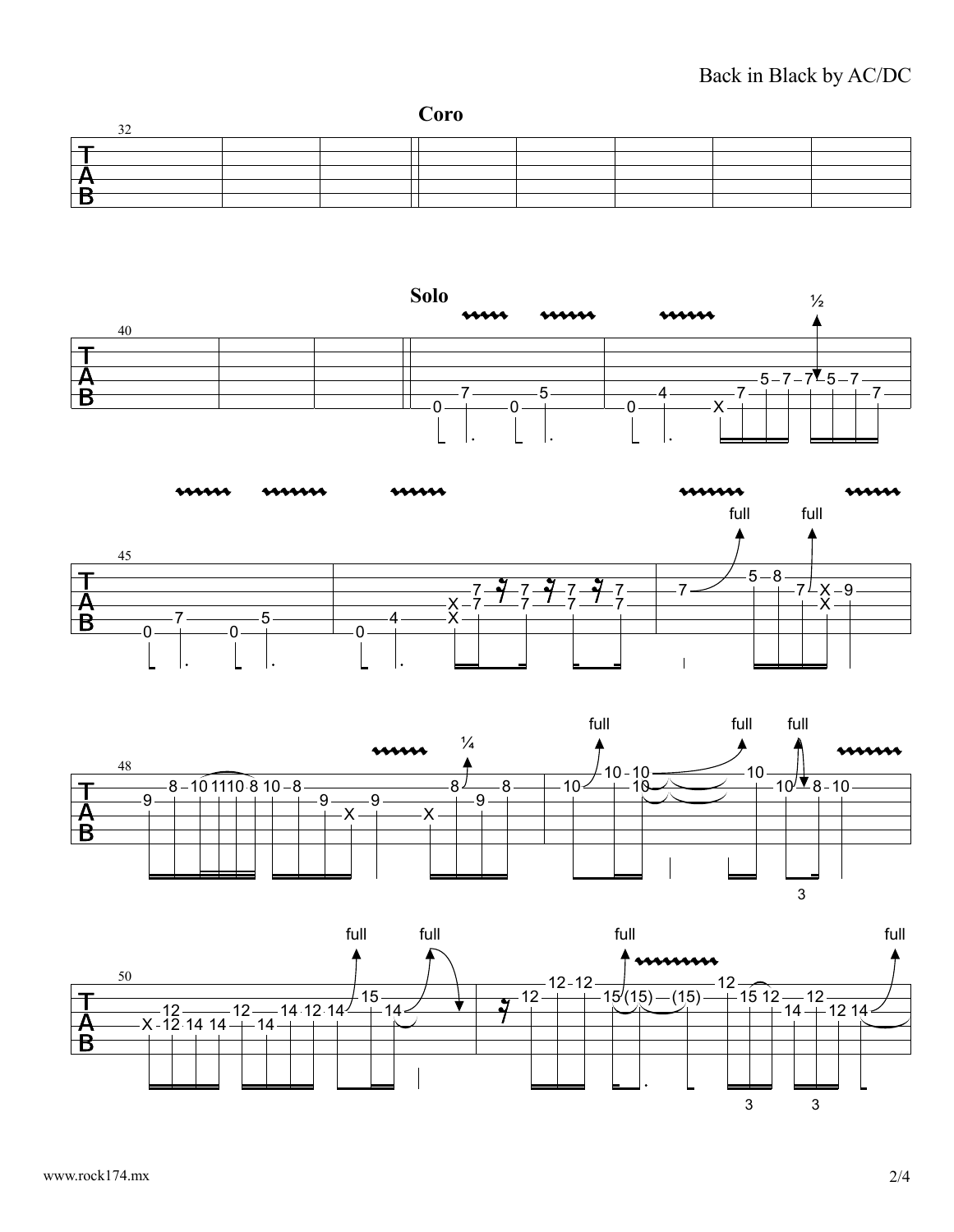**Coro**

**Solo**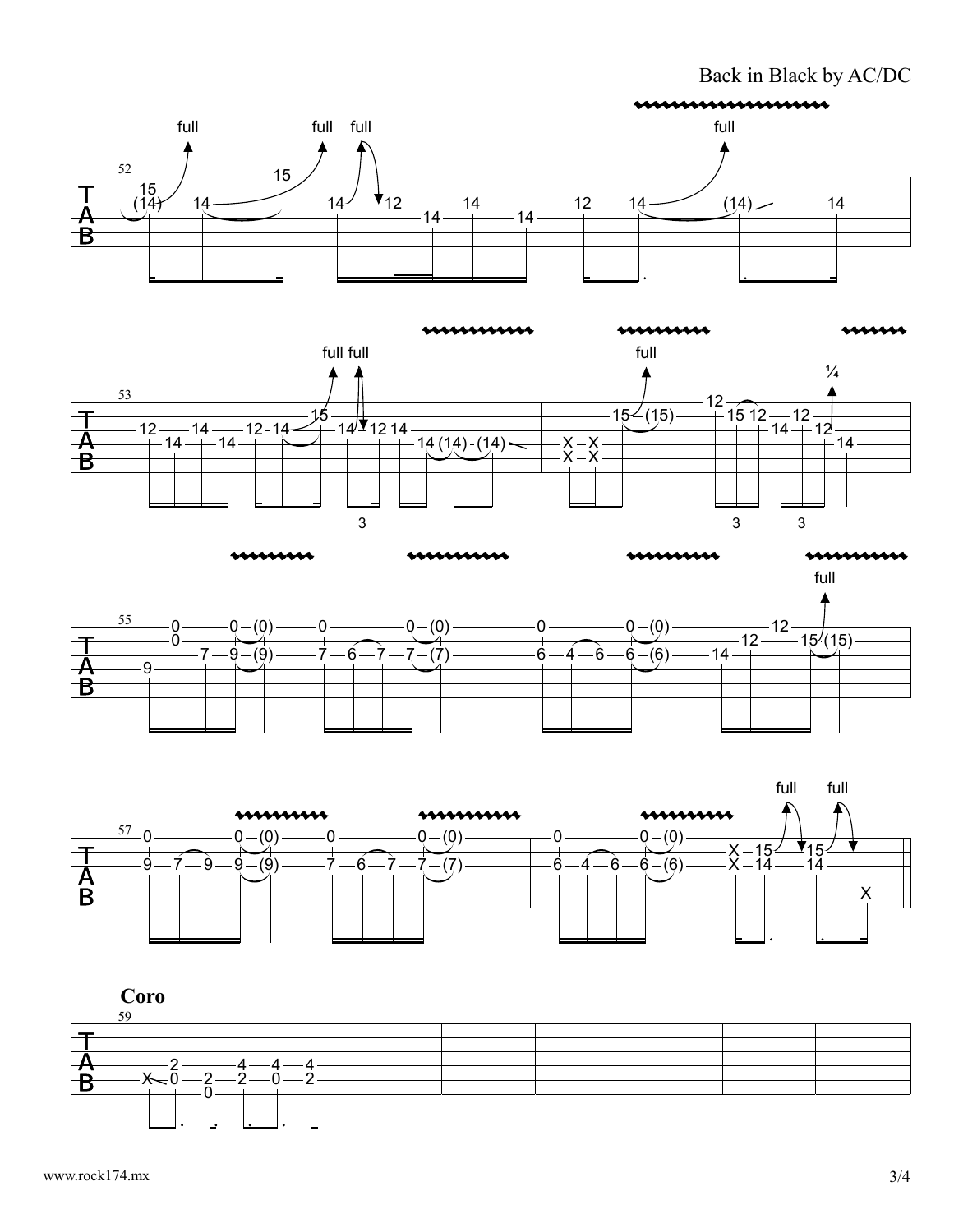**Coro**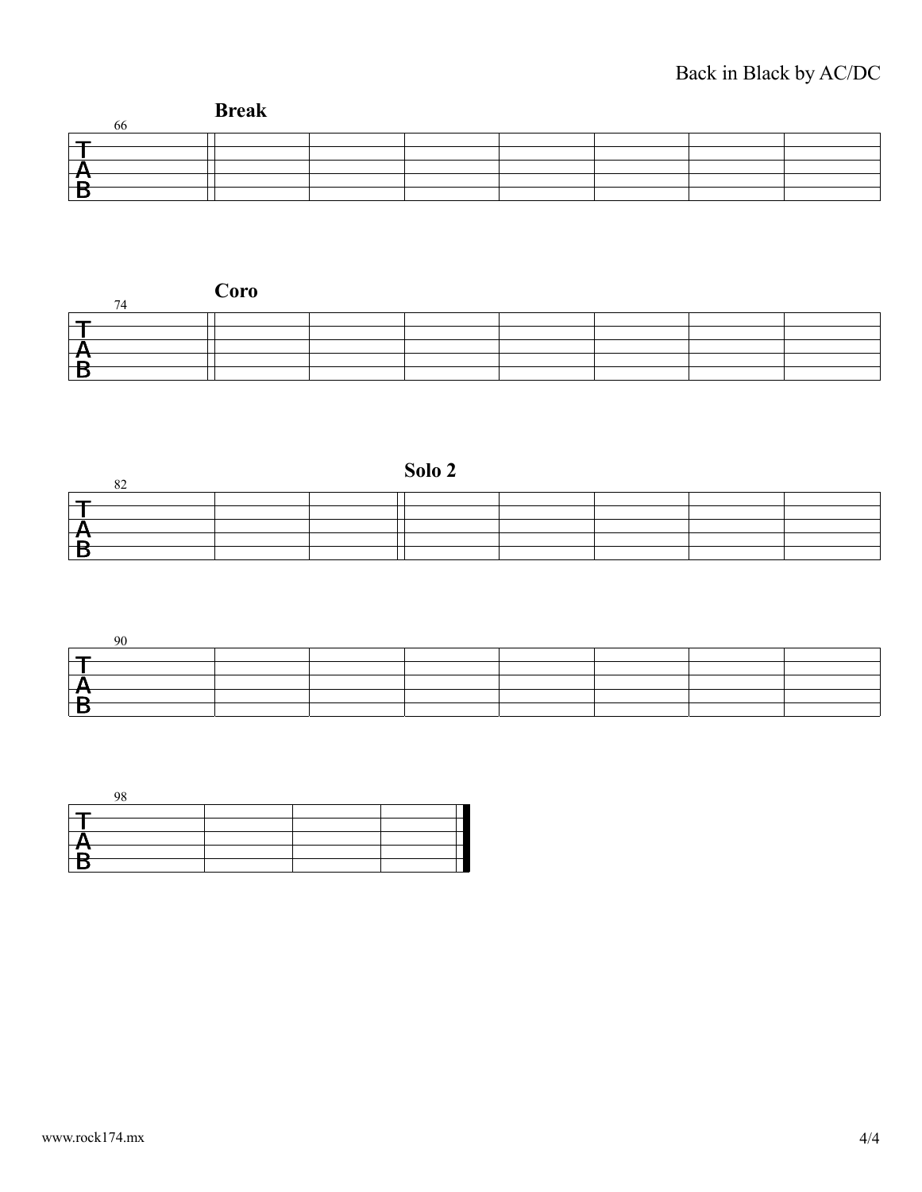**Break**

66

**Coro**

74

82

**Solo 2**

90

98